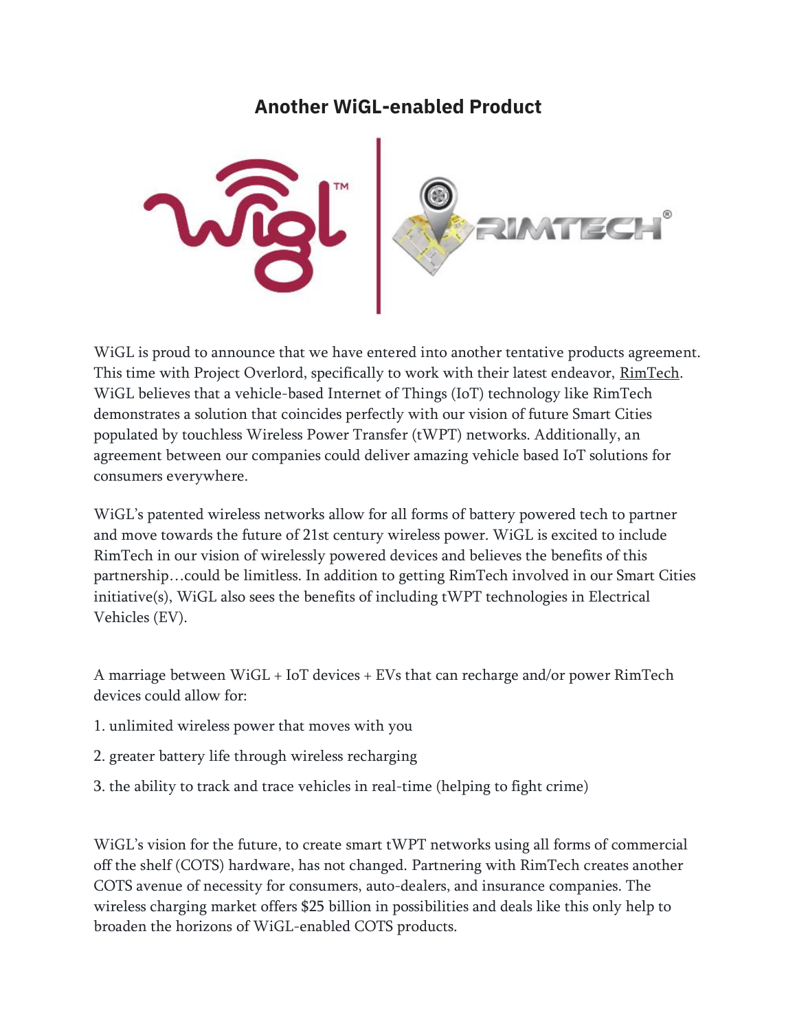# Another WiGL-enabled Product

WiGL is proud to announce that we have entered into another tentative products agreement. This time with Project Overlord, specifically to work with their latest endeavor, RimTech. WiGL believes that a vehicle-based Internet of Things (IoT) technology like RimTech demonstrates a solution that coincides perfectly with our vision of future Smart Cities populated by touchless Wireless Power Transfer (tWPT) networks. Additionally, an agreement between our companies could deliver amazing vehicle based IoT solutions for consumers everywhere.

WiGL's patented wireless networks allow for all forms of battery powered tech to partner and move towards the future of 21st century wireless power. WiGL is excited to include RimTech in our vision of wirelessly powered devices and believes the benefits of this partnership…could be limitless. In addition to getting RimTech involved in our Smart Cities initiative(s), WiGL also sees the benefits of including tWPT technologies in Electrical Vehicles (EV).

A marriage between WiGL + IoT devices + EVs that can recharge and/or power RimTech devices could allow for:

1. unlimited wireless power that moves with you
2. greater battery life through wireless recharging
3. the ability to track and trace vehicles in real-time (helping to fight crime)

WiGL's vision for the future, to create smart tWPT networks using all forms of commercial off the shelf (COTS) hardware, has not changed. Partnering with RimTech creates another COTS avenue of necessity for consumers, auto-dealers, and insurance companies. The wireless charging market offers $25 billion in possibilities and deals like this only help to broaden the horizons of WiGL-enabled COTS products.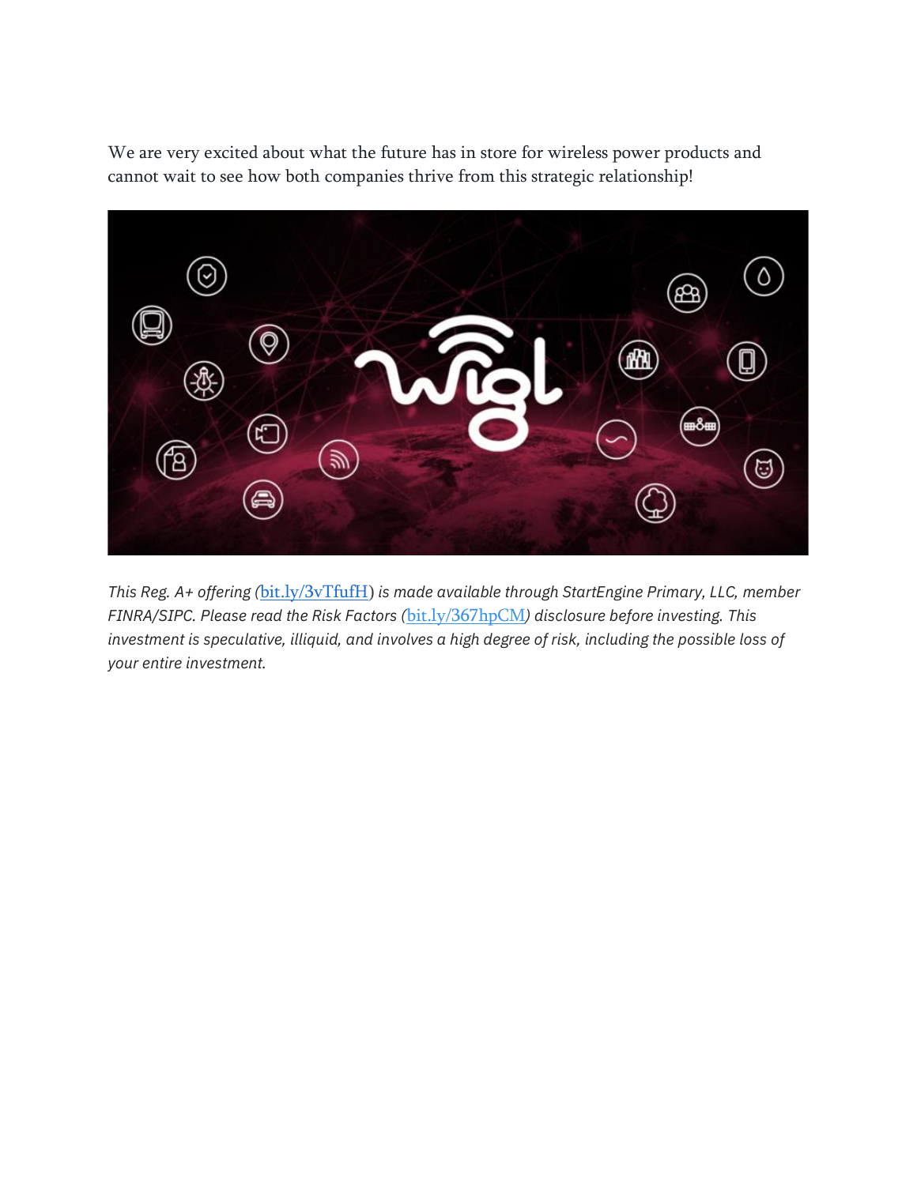We are very excited about what the future has in store for wireless power products and cannot wait to see how both companies thrive from this strategic relationship!

*This Reg. A+ offering (bit.ly/3vTfufH) is made available through StartEngine Primary, LLC, member FINRA/SIPC. Please read the Risk Factors (bit.ly/367hpCM) disclosure before investing. This investment is speculative, illiquid, and involves a high degree of risk, including the possible loss of your entire investment.*